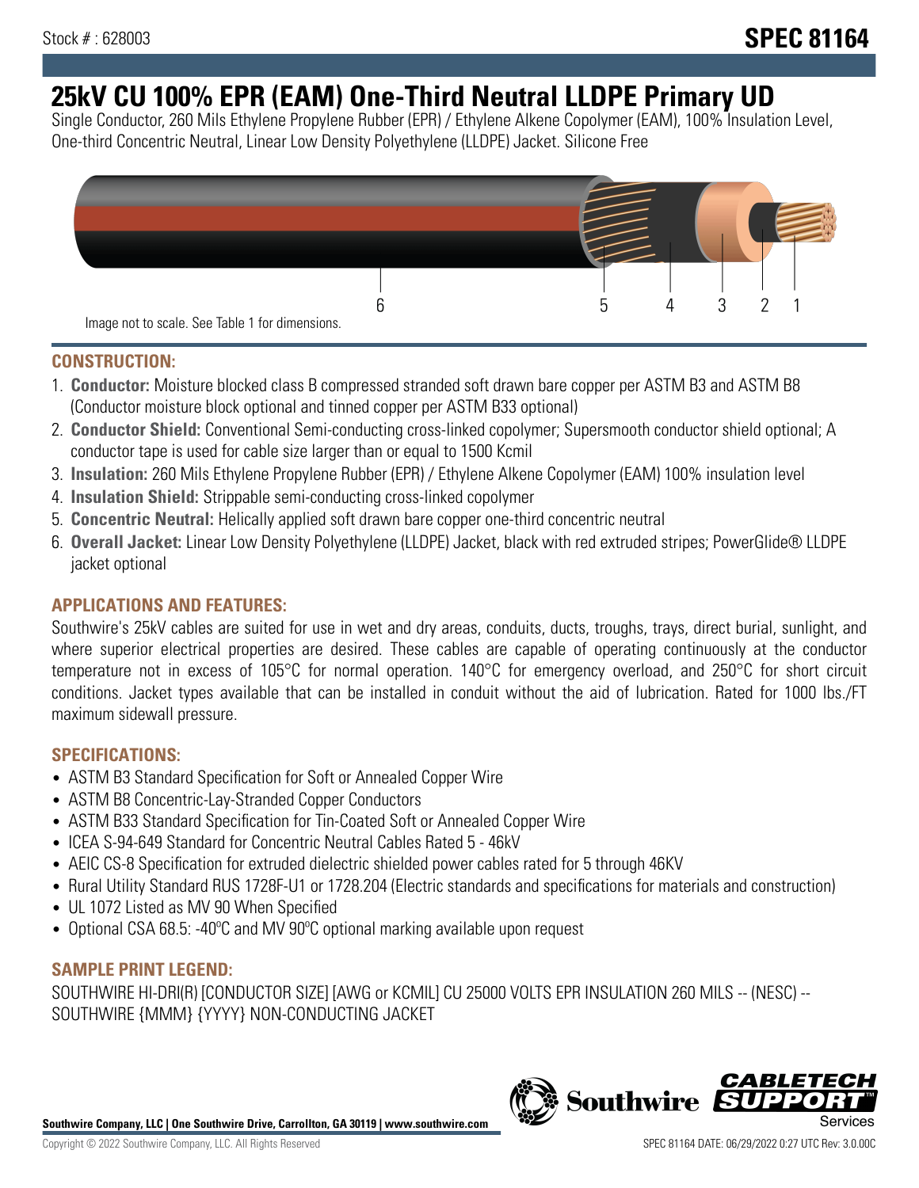Stock # : 628003

**SPEC 81164**

# 25kV CU 100% EPR (EAM) One-Third Neutral LLDPE Primary UD

Single Conductor, 260 Mils Ethylene Propylene Rubber (EPR) / Ethylene Alkene Copolymer (EAM), 100% Insulation Level, One-third Concentric Neutral, Linear Low Density Polyethylene (LLDPE) Jacket. Silicone Free

6 5 4 3 2 1

Image not to scale. See Table 1 for dimensions.

## CONSTRUCTION:

1. **Conductor:** Moisture blocked class B compressed stranded soft drawn bare copper per ASTM B3 and ASTM B8 (Conductor moisture block optional and tinned copper per ASTM B33 optional)
2. **Conductor Shield:** Conventional Semi-conducting cross-linked copolymer; Supersmooth conductor shield optional; A conductor tape is used for cable size larger than or equal to 1500 Kcmil
3. **Insulation:** 260 Mils Ethylene Propylene Rubber (EPR) / Ethylene Alkene Copolymer (EAM) 100% insulation level
4. **Insulation Shield:** Strippable semi-conducting cross-linked copolymer
5. **Concentric Neutral:** Helically applied soft drawn bare copper one-third concentric neutral
6. **Overall Jacket:** Linear Low Density Polyethylene (LLDPE) Jacket, black with red extruded stripes; PowerGlide® LLDPE jacket optional

## APPLICATIONS AND FEATURES:

Southwire's 25kV cables are suited for use in wet and dry areas, conduits, ducts, troughs, trays, direct burial, sunlight, and where superior electrical properties are desired. These cables are capable of operating continuously at the conductor temperature not in excess of 105°C for normal operation. 140°C for emergency overload, and 250°C for short circuit conditions. Jacket types available that can be installed in conduit without the aid of lubrication. Rated for 1000 lbs./FT maximum sidewall pressure.

## SPECIFICATIONS:

- ASTM B3 Standard Specification for Soft or Annealed Copper Wire
- ASTM B8 Concentric-Lay-Stranded Copper Conductors
- ASTM B33 Standard Specification for Tin-Coated Soft or Annealed Copper Wire
- ICEA S-94-649 Standard for Concentric Neutral Cables Rated 5 - 46kV
- AEIC CS-8 Specification for extruded dielectric shielded power cables rated for 5 through 46KV
- Rural Utility Standard RUS 1728F-U1 or 1728.204 (Electric standards and specifications for materials and construction)
- UL 1072 Listed as MV 90 When Specified
- Optional CSA 68.5: -40ºC and MV 90ºC optional marking available upon request

## SAMPLE PRINT LEGEND:

SOUTHWIRE HI-DRI(R) [CONDUCTOR SIZE] [AWG or KCMIL] CU 25000 VOLTS EPR INSULATION 260 MILS -- (NESC) -- SOUTHWIRE {MMM} {YYYY} NON-CONDUCTING JACKET

**Southwire Company, LLC | One Southwire Drive, Carrollton, GA 30119 | www.southwire.com**

Copyright © 2022 Southwire Company, LLC. All Rights Reserved

SPEC 81164 DATE: 06/29/2022 0:27 UTC Rev: 3.0.00C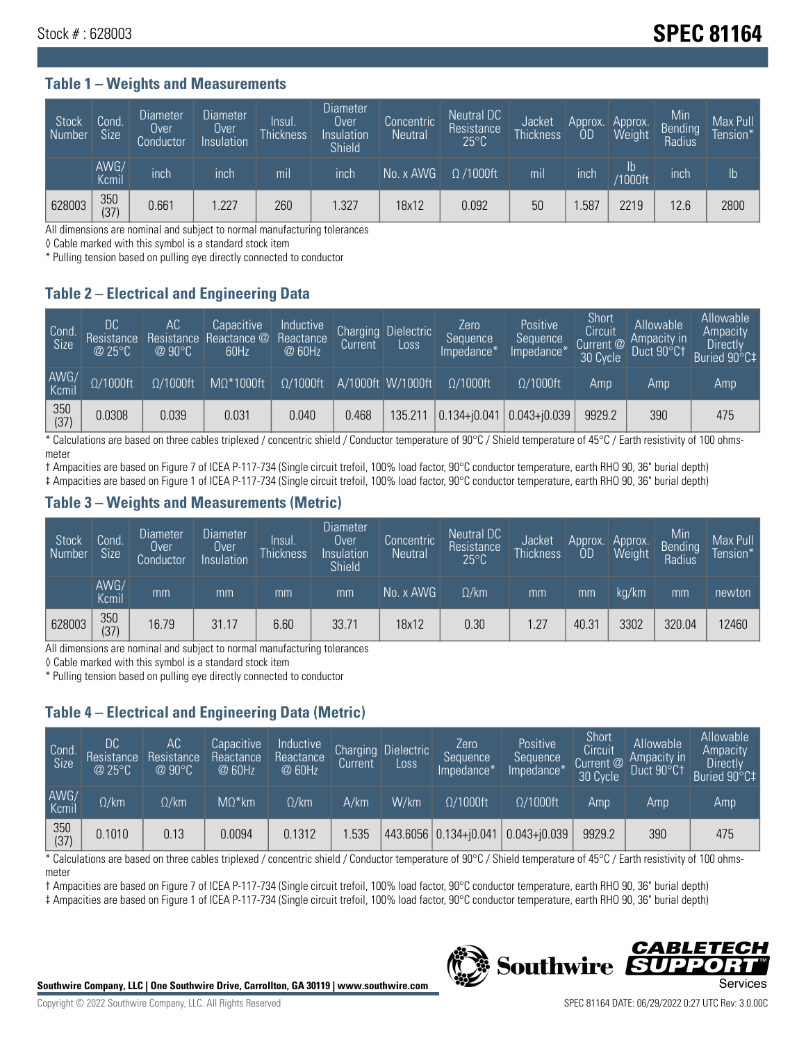Stock # : 628003

# SPEC 81164

## Table 1 – Weights and Measurements

| Stock Number | Cond. Size | Diameter Over Conductor | Diameter Over Insulation | Insul. Thickness | Diameter Over Insulation Shield | Concentric Neutral | Neutral DC Resistance 25°C | Jacket Thickness | Approx. OD | Approx. Weight | Min Bending Radius | Max Pull Tension* |
|---|---|---|---|---|---|---|---|---|---|---|---|---|
| | AWG/ Kcmil | inch | inch | mil | inch | No. x AWG | Ω /1000ft | mil | inch | lb /1000ft | inch | lb |
| 628003 | 350 (37) | 0.661 | 1.227 | 260 | 1.327 | 18x12 | 0.092 | 50 | 1.587 | 2219 | 12.6 | 2800 |

All dimensions are nominal and subject to normal manufacturing tolerances

◊ Cable marked with this symbol is a standard stock item

* Pulling tension based on pulling eye directly connected to conductor

## Table 2 – Electrical and Engineering Data

| Cond. Size | DC Resistance @ 25°C | AC Resistance @ 90°C | Capacitive Reactance @ 60Hz | Inductive Reactance @ 60Hz | Charging Current | Dielectric Loss | Zero Sequence Impedance* | Positive Sequence Impedance* | Short Circuit Current @ 30 Cycle | Allowable Ampacity in Duct 90°C† | Allowable Ampacity Directly Buried 90°C‡ |
|---|---|---|---|---|---|---|---|---|---|---|---|
| AWG/ Kcmil | Ω/1000ft | Ω/1000ft | MΩ*1000ft | Ω/1000ft | A/1000ft | W/1000ft | Ω/1000ft | Ω/1000ft | Amp | Amp | Amp |
| 350 (37) | 0.0308 | 0.039 | 0.031 | 0.040 | 0.468 | 135.211 | 0.134+j0.041 | 0.043+j0.039 | 9929.2 | 390 | 475 |

* Calculations are based on three cables triplexed / concentric shield / Conductor temperature of 90°C / Shield temperature of 45°C / Earth resistivity of 100 ohms-meter

† Ampacities are based on Figure 7 of ICEA P-117-734 (Single circuit trefoil, 100% load factor, 90°C conductor temperature, earth RHO 90, 36" burial depth)

‡ Ampacities are based on Figure 1 of ICEA P-117-734 (Single circuit trefoil, 100% load factor, 90°C conductor temperature, earth RHO 90, 36" burial depth)

## Table 3 – Weights and Measurements (Metric)

| Stock Number | Cond. Size | Diameter Over Conductor | Diameter Over Insulation | Insul. Thickness | Diameter Over Insulation Shield | Concentric Neutral | Neutral DC Resistance 25°C | Jacket Thickness | Approx. OD | Approx. Weight | Min Bending Radius | Max Pull Tension* |
|---|---|---|---|---|---|---|---|---|---|---|---|---|
| | AWG/ Kcmil | mm | mm | mm | mm | No. x AWG | Ω/km | mm | mm | kg/km | mm | newton |
| 628003 | 350 (37) | 16.79 | 31.17 | 6.60 | 33.71 | 18x12 | 0.30 | 1.27 | 40.31 | 3302 | 320.04 | 12460 |

All dimensions are nominal and subject to normal manufacturing tolerances

◊ Cable marked with this symbol is a standard stock item

* Pulling tension based on pulling eye directly connected to conductor

## Table 4 – Electrical and Engineering Data (Metric)

| Cond. Size | DC Resistance @ 25°C | AC Resistance @ 90°C | Capacitive Reactance @ 60Hz | Inductive Reactance @ 60Hz | Charging Current | Dielectric Loss | Zero Sequence Impedance* | Positive Sequence Impedance* | Short Circuit Current @ 30 Cycle | Allowable Ampacity in Duct 90°C† | Allowable Ampacity Directly Buried 90°C‡ |
|---|---|---|---|---|---|---|---|---|---|---|---|
| AWG/ Kcmil | Ω/km | Ω/km | MΩ*km | Ω/km | A/km | W/km | Ω/1000ft | Ω/1000ft | Amp | Amp | Amp |
| 350 (37) | 0.1010 | 0.13 | 0.0094 | 0.1312 | 1.535 | 443.6056 | 0.134+j0.041 | 0.043+j0.039 | 9929.2 | 390 | 475 |

* Calculations are based on three cables triplexed / concentric shield / Conductor temperature of 90°C / Shield temperature of 45°C / Earth resistivity of 100 ohms-meter

† Ampacities are based on Figure 7 of ICEA P-117-734 (Single circuit trefoil, 100% load factor, 90°C conductor temperature, earth RHO 90, 36" burial depth)

‡ Ampacities are based on Figure 1 of ICEA P-117-734 (Single circuit trefoil, 100% load factor, 90°C conductor temperature, earth RHO 90, 36" burial depth)

**Southwire Company, LLC | One Southwire Drive, Carrollton, GA 30119 | www.southwire.com**

Copyright © 2022 Southwire Company, LLC. All Rights Reserved

SPEC 81164 DATE: 06/29/2022 0:27 UTC Rev: 3.0.00C